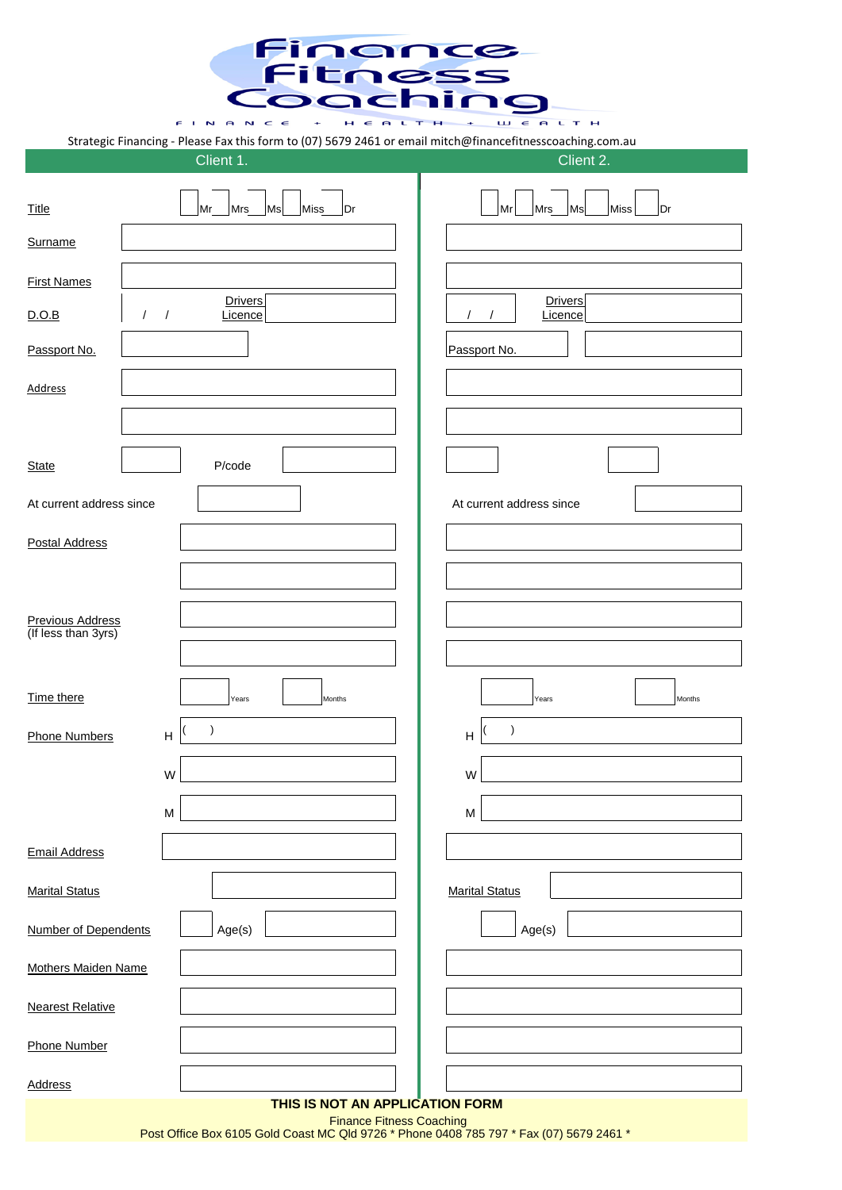# Finance Fitness Coaching

F I N A N C E + H E A L T H + W E A L T H

Strategic Financing - Please Fax this form to (07) 5679 2461 or email mitch@financefitnesscoaching.com.au

| | Client 1. | Client 2. |
|---|---|---|
| Title | Mr Mrs Ms Miss Dr | Mr Mrs Ms Miss Dr |
| Surname | | |
| First Names | | |
| D.O.B | / / Drivers Licence | / / Drivers Licence |
| Passport No. | | Passport No. |
| Address | | |
| | | |
| State | P/code | |
| At current address since | | At current address since |
| Postal Address | | |
| | | |
| Previous Address (If less than 3yrs) | | |
| | | |
| Time there | Years Months | Years Months |
| Phone Numbers | H ( ) | H ( ) |
| | W | W |
| | M | M |
| Email Address | | |
| Marital Status | | Marital Status |
| Number of Dependents | Age(s) | Age(s) |
| Mothers Maiden Name | | |
| Nearest Relative | | |
| Phone Number | | |
| Address | | |

**THIS IS NOT AN APPLICATION FORM**

Finance Fitness Coaching
Post Office Box 6105 Gold Coast MC Qld 9726 * Phone 0408 785 797 * Fax (07) 5679 2461 *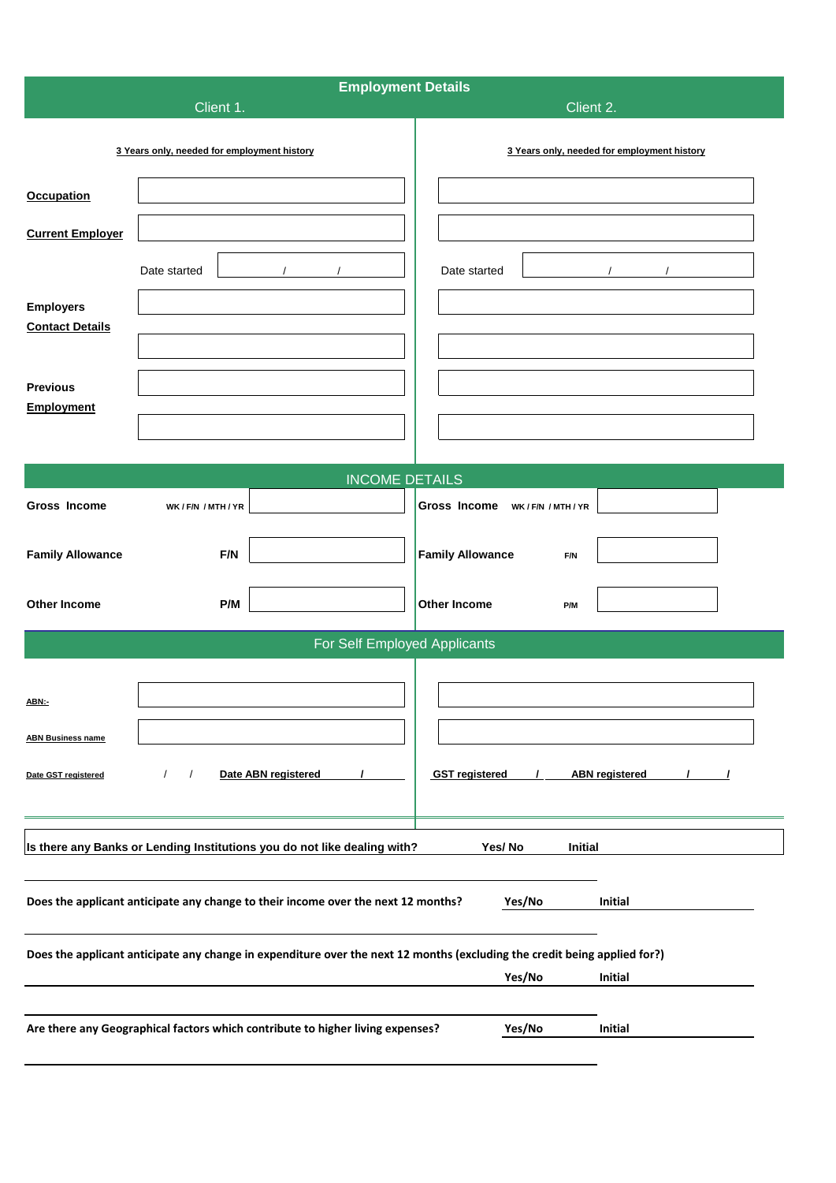## Employment Details

| | Client 1. | Client 2. |
|---|---|---|
| | 3 Years only, needed for employment history | 3 Years only, needed for employment history |
| **Occupation** | | |
| **Current Employer** | | |
| | Date started / / | Date started / / |
| **Employers Contact Details** | | |
| | | |
| **Previous Employment** | | |
| | | |

## INCOME DETAILS

| | | | | | |
|---|---|---|---|---|---|
| **Gross Income** | WK / F/N / MTH / YR | | **Gross Income** | WK / F/N / MTH / YR | |
| **Family Allowance** | F/N | | **Family Allowance** | F/N | |
| **Other Income** | P/M | | **Other Income** | P/M | |

## For Self Employed Applicants

| | Client 1. | Client 2. |
|---|---|---|
| **ABN:-** | | |
| **ABN Business name** | | |
| **Date GST registered** | / / **Date ABN registered** / | **GST registered** / **ABN registered** / / |

**Is there any Banks or Lending Institutions you do not like dealing with?** **Yes/ No** **Initial**

**Does the applicant anticipate any change to their income over the next 12 months?** **Yes/No** **Initial**

**Does the applicant anticipate any change in expenditure over the next 12 months (excluding the credit being applied for?)** **Yes/No** **Initial**

**Are there any Geographical factors which contribute to higher living expenses?** **Yes/No** **Initial**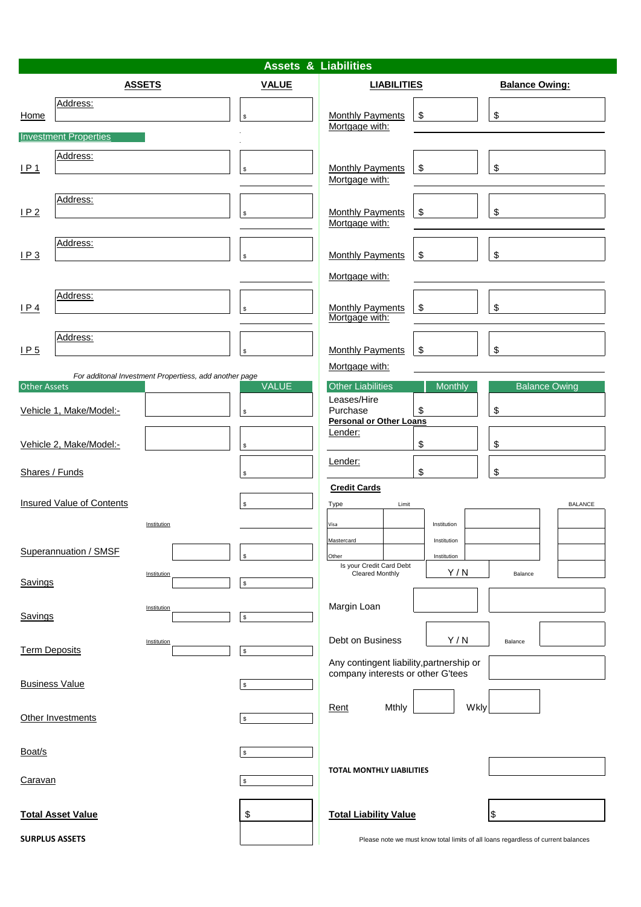# Assets & Liabilities

| ASSETS | | VALUE | LIABILITIES | | Balance Owing: |
|---|---|---|---|---|---|
| Home | Address: | $ | Monthly Payments<br>Mortgage with: | $ | $ |
| Investment Properties | | | | | |
| I P 1 | Address: | $ | Monthly Payments<br>Mortgage with: | $ | $ |
| I P 2 | Address: | $ | Monthly Payments<br>Mortgage with: | $ | $ |
| I P 3 | Address: | $ | Monthly Payments<br>Mortgage with: | $ | $ |
| I P 4 | Address: | $ | Monthly Payments<br>Mortgage with: | $ | $ |
| I P 5 | Address: | $ | Monthly Payments<br>Mortgage with: | $ | $ |

*For additonal Investment Properties, add another page*

| Other Assets | | VALUE |
|---|---|---|
| Vehicle 1, Make/Model:- | | $ |
| Vehicle 2, Make/Model:- | | $ |
| Shares / Funds | | $ |
| Insured Value of Contents | | $ |
| Superannuation / SMSF | Institution | $ |
| Savings | Institution | $ |
| Savings | Institution | $ |
| Term Deposits | Institution | $ |
| Business Value | | $ |
| Other Investments | | $ |
| Boat/s | | $ |
| Caravan | | $ |
| **Total Asset Value** | | $ |
| **SURPLUS ASSETS** | | |

| Other Liabilities | Monthly | Balance Owing |
|---|---|---|
| Leases/Hire Purchase | $ | $ |
| **Personal or Other Loans** | | |
| Lender: | $ | $ |
| Lender: | $ | $ |

**Credit Cards**

| Type | Limit | | | BALANCE |
|---|---|---|---|---|
| Visa | | Institution | | |
| Mastercard | | Institution | | |
| Other | | Institution | | |
| Is your Credit Card Debt Cleared Monthly | | Y / N | Balance | |

| | | |
|---|---|---|
| Margin Loan | | |
| Debt on Business | Y / N | Balance |
| Any contingent liability,partnership or company interests or other G'tees | | |
| Rent | Mthly | Wkly |
| **TOTAL MONTHLY LIABILITIES** | | |
| **Total Liability Value** | | $ |

Please note we must know total limits of all loans regardless of current balances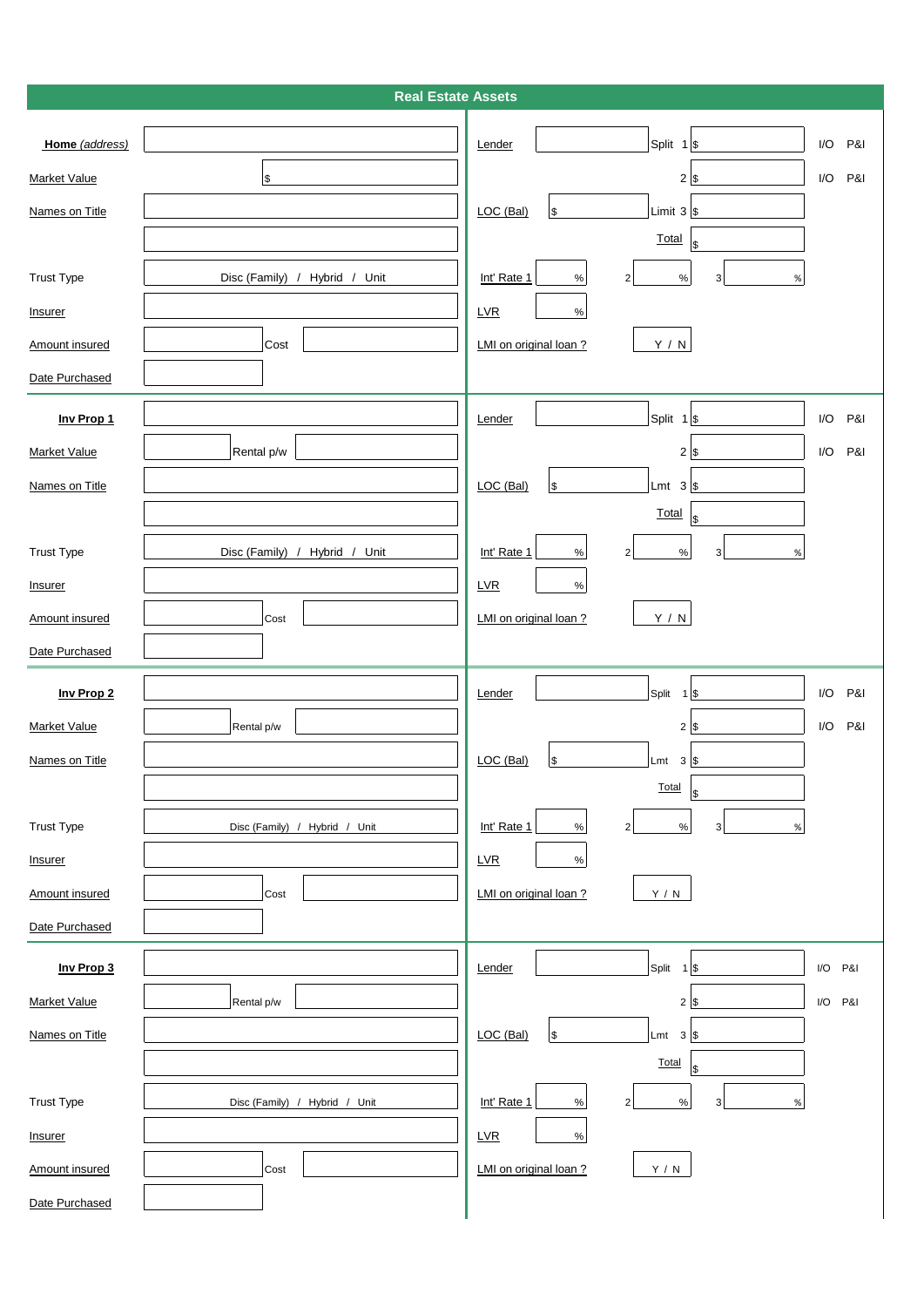## Real Estate Assets

| | | | | | |
|---|---|---|---|---|---|
| **Home** *(address)* | | Lender | | Split 1 $ | I/O P&I |
| Market Value | $ | | | 2 $ | I/O P&I |
| Names on Title | | LOC (Bal) | $ | Limit 3 $ | |
| | | | | Total $ | |
| Trust Type | Disc (Family) / Hybrid / Unit | Int' Rate 1 % | 2 % | 3 % | |
| Insurer | | LVR | % | | |
| Amount insured | Cost | LMI on original loan ? | Y / N | | |
| Date Purchased | | | | | |

| | | | | | |
|---|---|---|---|---|---|
| **Inv Prop 1** | | Lender | | Split 1 $ | I/O P&I |
| Market Value | Rental p/w | | | 2 $ | I/O P&I |
| Names on Title | | LOC (Bal) | $ | Lmt 3 $ | |
| | | | | Total $ | |
| Trust Type | Disc (Family) / Hybrid / Unit | Int' Rate 1 % | 2 % | 3 % | |
| Insurer | | LVR | % | | |
| Amount insured | Cost | LMI on original loan ? | Y / N | | |
| Date Purchased | | | | | |

| | | | | | |
|---|---|---|---|---|---|
| **Inv Prop 2** | | Lender | | Split 1 $ | I/O P&I |
| Market Value | Rental p/w | | | 2 $ | I/O P&I |
| Names on Title | | LOC (Bal) | $ | Lmt 3 $ | |
| | | | | Total $ | |
| Trust Type | Disc (Family) / Hybrid / Unit | Int' Rate 1 % | 2 % | 3 % | |
| Insurer | | LVR | % | | |
| Amount insured | Cost | LMI on original loan ? | Y / N | | |
| Date Purchased | | | | | |

| | | | | | |
|---|---|---|---|---|---|
| **Inv Prop 3** | | Lender | | Split 1 $ | I/O P&I |
| Market Value | Rental p/w | | | 2 $ | I/O P&I |
| Names on Title | | LOC (Bal) | $ | Lmt 3 $ | |
| | | | | Total $ | |
| Trust Type | Disc (Family) / Hybrid / Unit | Int' Rate 1 % | 2 % | 3 % | |
| Insurer | | LVR | % | | |
| Amount insured | Cost | LMI on original loan ? | Y / N | | |
| Date Purchased | | | | | |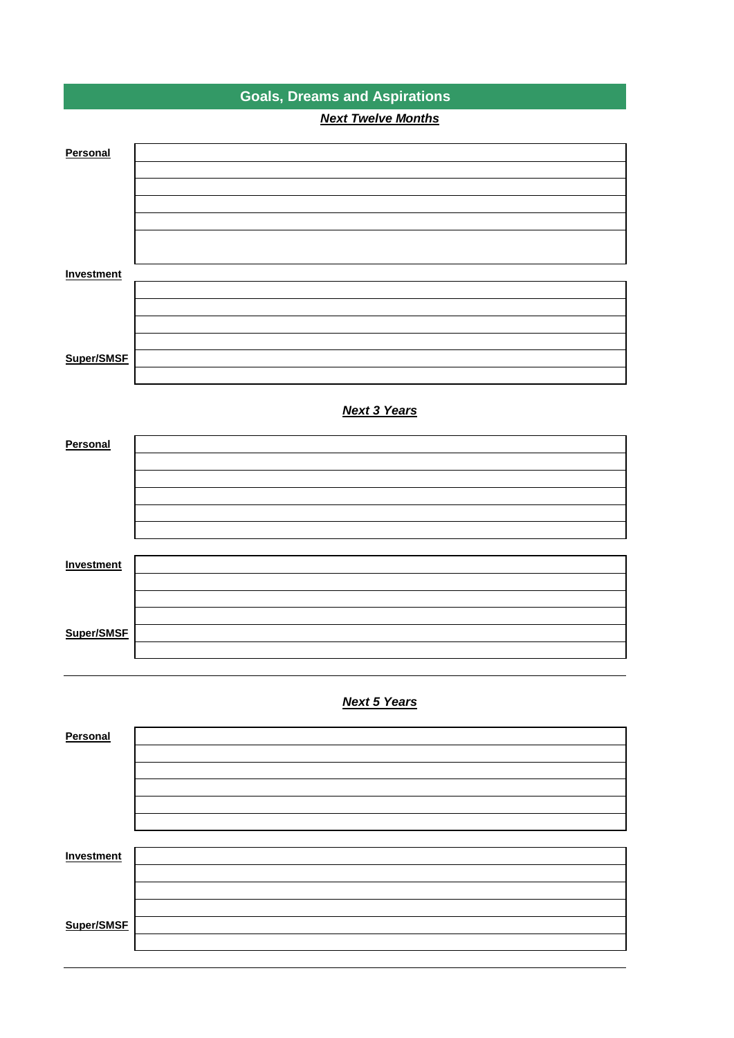# Goals, Dreams and Aspirations

## ***Next Twelve Months***

**Personal**

| |
|---|
| |
| |
| |
| |
| |
| |

**Investment**

| |
|---|
| |
| |
| |
| |

**Super/SMSF**

| |
|---|
| |
| |

## ***Next 3 Years***

**Personal**

| |
|---|
| |
| |
| |
| |
| |
| |

**Investment**

| |
|---|
| |
| |
| |
| |

**Super/SMSF**

| |
|---|
| |
| |

## ***Next 5 Years***

**Personal**

| |
|---|
| |
| |
| |
| |
| |
| |

**Investment**

| |
|---|
| |
| |
| |
| |

**Super/SMSF**

| |
|---|
| |
| |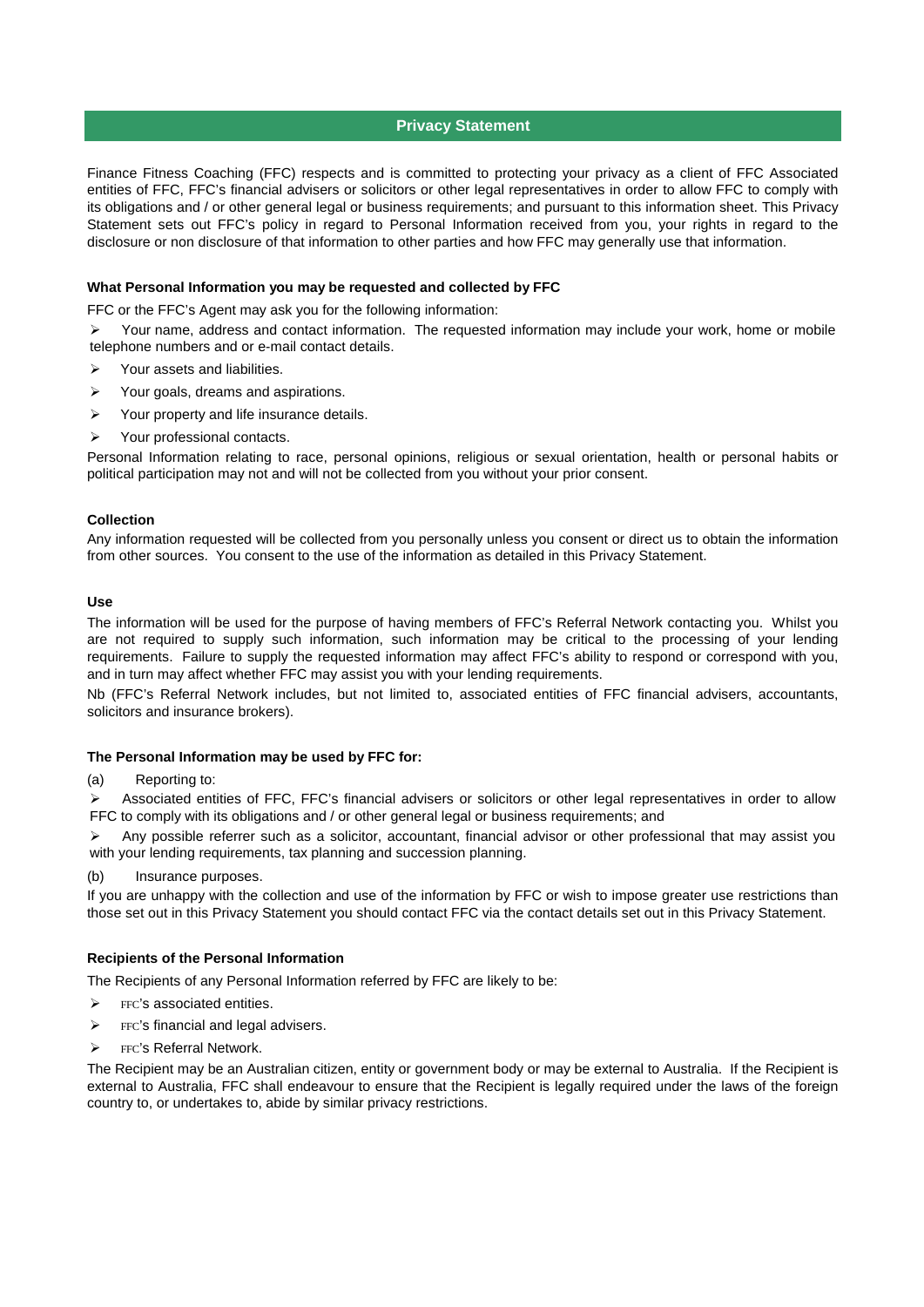## Privacy Statement

Finance Fitness Coaching (FFC) respects and is committed to protecting your privacy as a client of FFC Associated entities of FFC, FFC's financial advisers or solicitors or other legal representatives in order to allow FFC to comply with its obligations and / or other general legal or business requirements; and pursuant to this information sheet. This Privacy Statement sets out FFC's policy in regard to Personal Information received from you, your rights in regard to the disclosure or non disclosure of that information to other parties and how FFC may generally use that information.

### What Personal Information you may be requested and collected by FFC

FFC or the FFC's Agent may ask you for the following information:

- Your name, address and contact information. The requested information may include your work, home or mobile telephone numbers and or e-mail contact details.
- Your assets and liabilities.
- Your goals, dreams and aspirations.
- Your property and life insurance details.
- Your professional contacts.

Personal Information relating to race, personal opinions, religious or sexual orientation, health or personal habits or political participation may not and will not be collected from you without your prior consent.

### Collection

Any information requested will be collected from you personally unless you consent or direct us to obtain the information from other sources. You consent to the use of the information as detailed in this Privacy Statement.

### Use

The information will be used for the purpose of having members of FFC's Referral Network contacting you. Whilst you are not required to supply such information, such information may be critical to the processing of your lending requirements. Failure to supply the requested information may affect FFC's ability to respond or correspond with you, and in turn may affect whether FFC may assist you with your lending requirements.

Nb (FFC's Referral Network includes, but not limited to, associated entities of FFC financial advisers, accountants, solicitors and insurance brokers).

### The Personal Information may be used by FFC for:

(a) Reporting to:

- Associated entities of FFC, FFC's financial advisers or solicitors or other legal representatives in order to allow FFC to comply with its obligations and / or other general legal or business requirements; and
- Any possible referrer such as a solicitor, accountant, financial advisor or other professional that may assist you with your lending requirements, tax planning and succession planning.

(b) Insurance purposes.

If you are unhappy with the collection and use of the information by FFC or wish to impose greater use restrictions than those set out in this Privacy Statement you should contact FFC via the contact details set out in this Privacy Statement.

### Recipients of the Personal Information

The Recipients of any Personal Information referred by FFC are likely to be:

- FFC's associated entities.
- FFC's financial and legal advisers.
- FFC's Referral Network.

The Recipient may be an Australian citizen, entity or government body or may be external to Australia. If the Recipient is external to Australia, FFC shall endeavour to ensure that the Recipient is legally required under the laws of the foreign country to, or undertakes to, abide by similar privacy restrictions.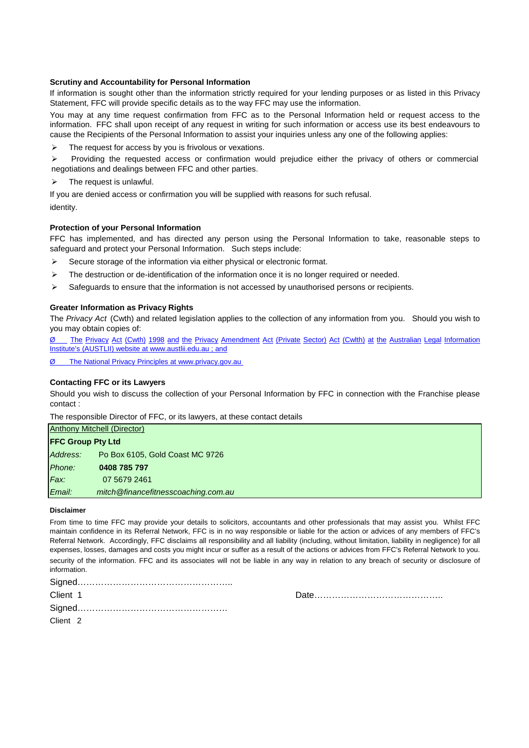**Scrutiny and Accountability for Personal Information**

If information is sought other than the information strictly required for your lending purposes or as listed in this Privacy Statement, FFC will provide specific details as to the way FFC may use the information.

You may at any time request confirmation from FFC as to the Personal Information held or request access to the information. FFC shall upon receipt of any request in writing for such information or access use its best endeavours to cause the Recipients of the Personal Information to assist your inquiries unless any one of the following applies:

- The request for access by you is frivolous or vexations.
- Providing the requested access or confirmation would prejudice either the privacy of others or commercial negotiations and dealings between FFC and other parties.
- The request is unlawful.

If you are denied access or confirmation you will be supplied with reasons for such refusal.

identity.

**Protection of your Personal Information**

FFC has implemented, and has directed any person using the Personal Information to take, reasonable steps to safeguard and protect your Personal Information. Such steps include:

- Secure storage of the information via either physical or electronic format.
- The destruction or de-identification of the information once it is no longer required or needed.
- Safeguards to ensure that the information is not accessed by unauthorised persons or recipients.

**Greater Information as Privacy Rights**

The *Privacy Act* (Cwth) and related legislation applies to the collection of any information from you. Should you wish to you may obtain copies of:

Ø The Privacy Act (Cwth) 1998 and the Privacy Amendment Act (Private Sector) Act (Cwlth) at the Australian Legal Information Institute's (AUSTLII) website at www.austlii.edu.au ; and

Ø The National Privacy Principles at www.privacy.gov.au

**Contacting FFC or its Lawyers**

Should you wish to discuss the collection of your Personal Information by FFC in connection with the Franchise please contact :

The responsible Director of FFC, or its lawyers, at these contact details

| Anthony Mitchell (Director) | |
|---|---|
| **FFC Group Pty Ltd** | |
| *Address:* | Po Box 6105, Gold Coast MC 9726 |
| *Phone:* | **0408 785 797** |
| *Fax:* | 07 5679 2461 |
| *Email:* | *mitch@financefitnesscoaching.com.au* |

**Disclaimer**

From time to time FFC may provide your details to solicitors, accountants and other professionals that may assist you. Whilst FFC maintain confidence in its Referral Network, FFC is in no way responsible or liable for the action or advices of any members of FFC's Referral Network. Accordingly, FFC disclaims all responsibility and all liability (including, without limitation, liability in negligence) for all expenses, losses, damages and costs you might incur or suffer as a result of the actions or advices from FFC's Referral Network to you. security of the information. FFC and its associates will not be liable in any way in relation to any breach of security or disclosure of information.

Signed……………………………………………..

Client 1 Date……………………………………..

Signed……………………………………………

Client 2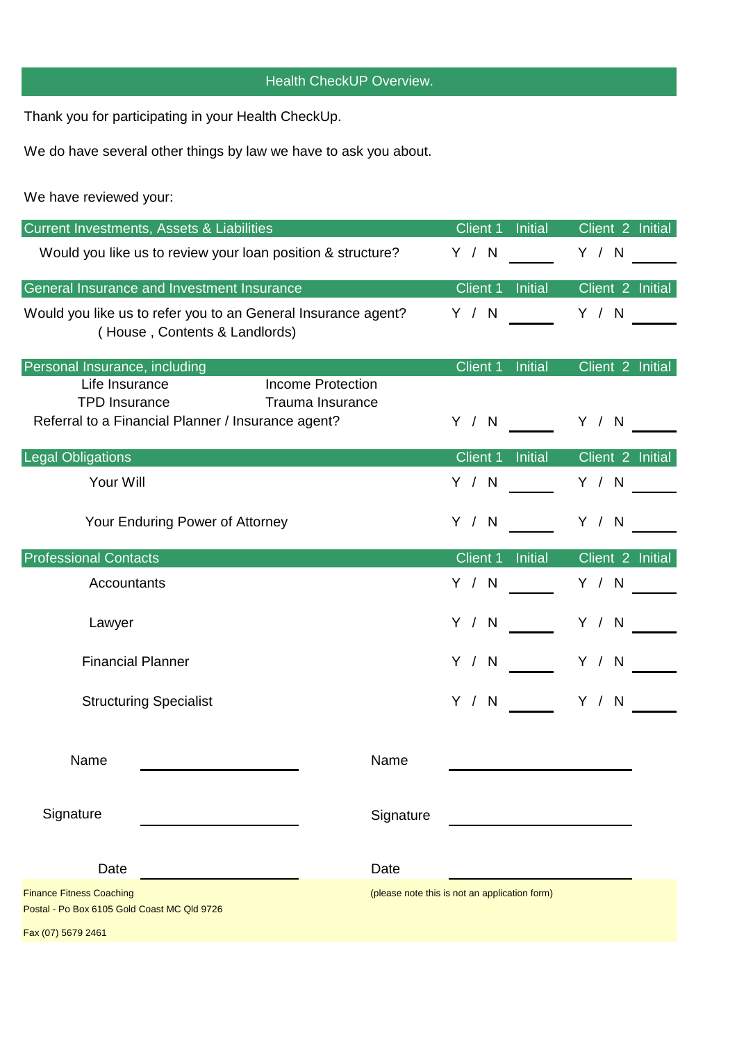## Health CheckUP Overview.

Thank you for participating in your Health CheckUp.

We do have several other things by law we have to ask you about.

We have reviewed your:

| Current Investments, Assets & Liabilities | Client 1 | Initial | Client 2 | Initial |
|---|---|---|---|---|
| Would you like us to review your loan position & structure? | Y / N | ______ | Y / N | ______ |

| General Insurance and Investment Insurance | Client 1 | Initial | Client 2 | Initial |
|---|---|---|---|---|
| Would you like us to refer you to an General Insurance agent? ( House , Contents & Landlords) | Y / N | ______ | Y / N | ______ |

| Personal Insurance, including | Client 1 | Initial | Client 2 | Initial |
|---|---|---|---|---|
| Life Insurance, Income Protection, TPD Insurance, Trauma Insurance | | | | |
| Referral to a Financial Planner / Insurance agent? | Y / N | ______ | Y / N | ______ |

| Legal Obligations | Client 1 | Initial | Client 2 | Initial |
|---|---|---|---|---|
| Your Will | Y / N | ______ | Y / N | ______ |
| Your Enduring Power of Attorney | Y / N | ______ | Y / N | ______ |

| Professional Contacts | Client 1 | Initial | Client 2 | Initial |
|---|---|---|---|---|
| Accountants | Y / N | ______ | Y / N | ______ |
| Lawyer | Y / N | ______ | Y / N | ______ |
| Financial Planner | Y / N | ______ | Y / N | ______ |
| Structuring Specialist | Y / N | ______ | Y / N | ______ |

Name ____________________ Name ____________________

Signature ____________________ Signature ____________________

Date ____________________ Date ____________________

Finance Fitness Coaching

Postal - Po Box 6105 Gold Coast MC Qld 9726

Fax (07) 5679 2461

(please note this is not an application form)